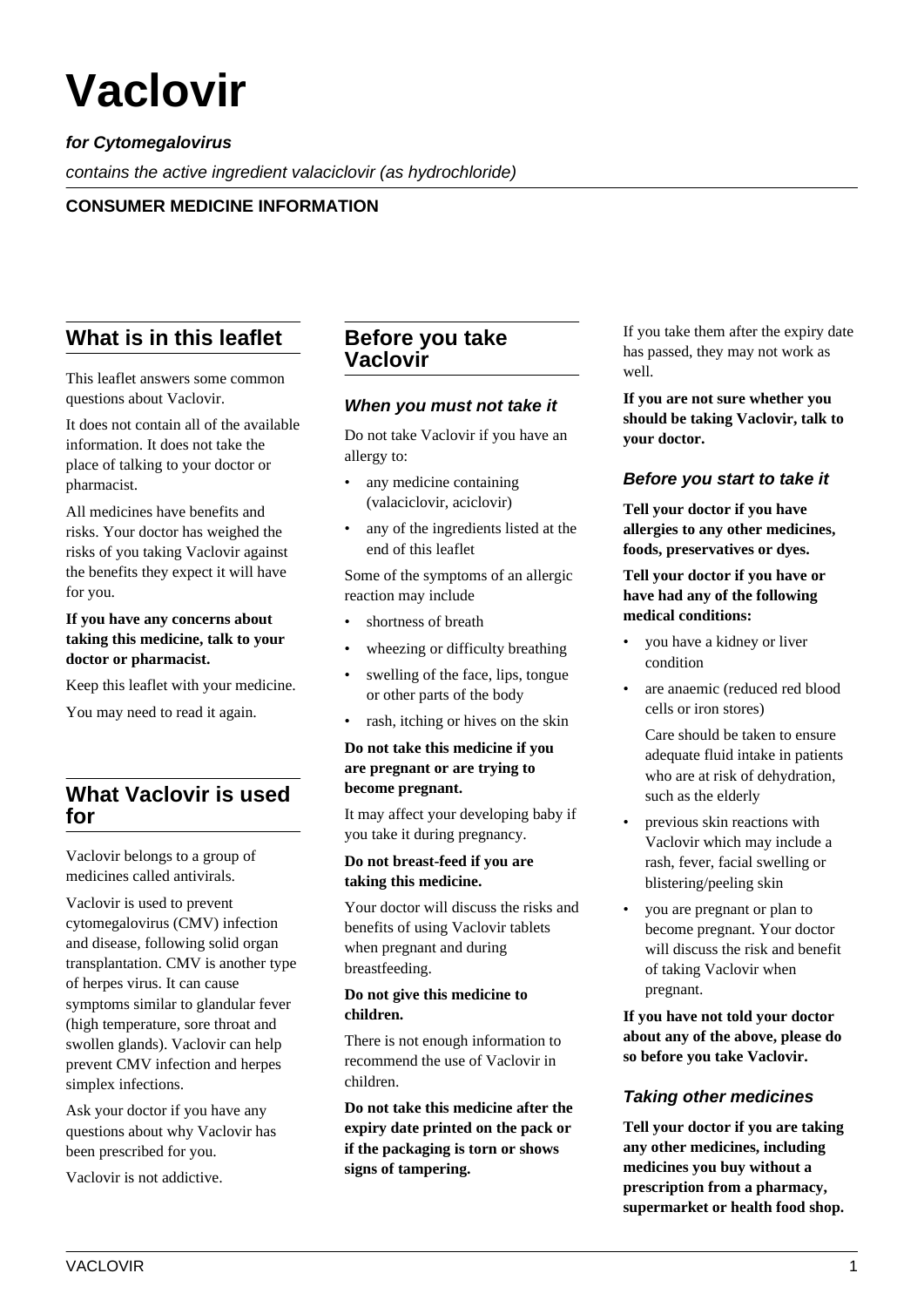# Vaclovir

***for Cytomegalovirus***

*contains the active ingredient valaciclovir (as hydrochloride)*

**CONSUMER MEDICINE INFORMATION**

## What is in this leaflet

This leaflet answers some common questions about Vaclovir.

It does not contain all of the available information. It does not take the place of talking to your doctor or pharmacist.

All medicines have benefits and risks. Your doctor has weighed the risks of you taking Vaclovir against the benefits they expect it will have for you.

**If you have any concerns about taking this medicine, talk to your doctor or pharmacist.**

Keep this leaflet with your medicine.

You may need to read it again.

## What Vaclovir is used for

Vaclovir belongs to a group of medicines called antivirals.

Vaclovir is used to prevent cytomegalovirus (CMV) infection and disease, following solid organ transplantation. CMV is another type of herpes virus. It can cause symptoms similar to glandular fever (high temperature, sore throat and swollen glands). Vaclovir can help prevent CMV infection and herpes simplex infections.

Ask your doctor if you have any questions about why Vaclovir has been prescribed for you.

Vaclovir is not addictive.

## Before you take Vaclovir

### *When you must not take it*

Do not take Vaclovir if you have an allergy to:

- any medicine containing (valaciclovir, aciclovir)
- any of the ingredients listed at the end of this leaflet

Some of the symptoms of an allergic reaction may include

- shortness of breath
- wheezing or difficulty breathing
- swelling of the face, lips, tongue or other parts of the body
- rash, itching or hives on the skin

**Do not take this medicine if you are pregnant or are trying to become pregnant.**

It may affect your developing baby if you take it during pregnancy.

**Do not breast-feed if you are taking this medicine.**

Your doctor will discuss the risks and benefits of using Vaclovir tablets when pregnant and during breastfeeding.

**Do not give this medicine to children.**

There is not enough information to recommend the use of Vaclovir in children.

**Do not take this medicine after the expiry date printed on the pack or if the packaging is torn or shows signs of tampering.**

If you take them after the expiry date has passed, they may not work as well.

**If you are not sure whether you should be taking Vaclovir, talk to your doctor.**

### *Before you start to take it*

**Tell your doctor if you have allergies to any other medicines, foods, preservatives or dyes.**

**Tell your doctor if you have or have had any of the following medical conditions:**

- you have a kidney or liver condition
- are anaemic (reduced red blood cells or iron stores)

  Care should be taken to ensure adequate fluid intake in patients who are at risk of dehydration, such as the elderly
- previous skin reactions with Vaclovir which may include a rash, fever, facial swelling or blistering/peeling skin
- you are pregnant or plan to become pregnant. Your doctor will discuss the risk and benefit of taking Vaclovir when pregnant.

**If you have not told your doctor about any of the above, please do so before you take Vaclovir.**

### *Taking other medicines*

**Tell your doctor if you are taking any other medicines, including medicines you buy without a prescription from a pharmacy, supermarket or health food shop.**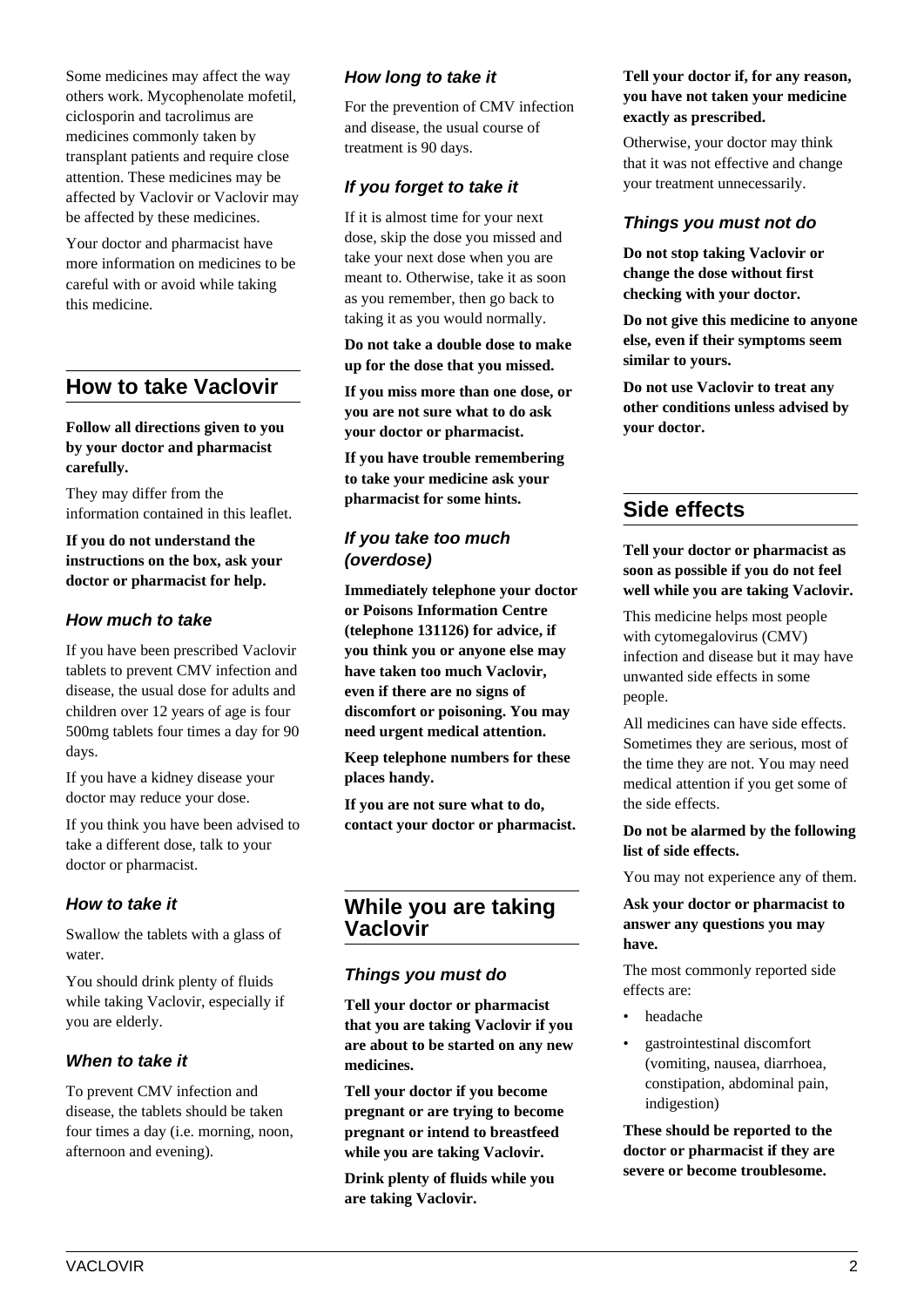Some medicines may affect the way others work. Mycophenolate mofetil, ciclosporin and tacrolimus are medicines commonly taken by transplant patients and require close attention. These medicines may be affected by Vaclovir or Vaclovir may be affected by these medicines.

Your doctor and pharmacist have more information on medicines to be careful with or avoid while taking this medicine.

## How to take Vaclovir

**Follow all directions given to you by your doctor and pharmacist carefully.**

They may differ from the information contained in this leaflet.

**If you do not understand the instructions on the box, ask your doctor or pharmacist for help.**

### How much to take

If you have been prescribed Vaclovir tablets to prevent CMV infection and disease, the usual dose for adults and children over 12 years of age is four 500mg tablets four times a day for 90 days.

If you have a kidney disease your doctor may reduce your dose.

If you think you have been advised to take a different dose, talk to your doctor or pharmacist.

### How to take it

Swallow the tablets with a glass of water.

You should drink plenty of fluids while taking Vaclovir, especially if you are elderly.

### When to take it

To prevent CMV infection and disease, the tablets should be taken four times a day (i.e. morning, noon, afternoon and evening).

### How long to take it

For the prevention of CMV infection and disease, the usual course of treatment is 90 days.

### If you forget to take it

If it is almost time for your next dose, skip the dose you missed and take your next dose when you are meant to. Otherwise, take it as soon as you remember, then go back to taking it as you would normally.

**Do not take a double dose to make up for the dose that you missed.**

**If you miss more than one dose, or you are not sure what to do ask your doctor or pharmacist.**

**If you have trouble remembering to take your medicine ask your pharmacist for some hints.**

### If you take too much (overdose)

**Immediately telephone your doctor or Poisons Information Centre (telephone 131126) for advice, if you think you or anyone else may have taken too much Vaclovir, even if there are no signs of discomfort or poisoning. You may need urgent medical attention.**

**Keep telephone numbers for these places handy.**

**If you are not sure what to do, contact your doctor or pharmacist.**

## While you are taking Vaclovir

### Things you must do

**Tell your doctor or pharmacist that you are taking Vaclovir if you are about to be started on any new medicines.**

**Tell your doctor if you become pregnant or are trying to become pregnant or intend to breastfeed while you are taking Vaclovir.**

**Drink plenty of fluids while you are taking Vaclovir.**

**Tell your doctor if, for any reason, you have not taken your medicine exactly as prescribed.**

Otherwise, your doctor may think that it was not effective and change your treatment unnecessarily.

### Things you must not do

**Do not stop taking Vaclovir or change the dose without first checking with your doctor.**

**Do not give this medicine to anyone else, even if their symptoms seem similar to yours.**

**Do not use Vaclovir to treat any other conditions unless advised by your doctor.**

## Side effects

**Tell your doctor or pharmacist as soon as possible if you do not feel well while you are taking Vaclovir.**

This medicine helps most people with cytomegalovirus (CMV) infection and disease but it may have unwanted side effects in some people.

All medicines can have side effects. Sometimes they are serious, most of the time they are not. You may need medical attention if you get some of the side effects.

**Do not be alarmed by the following list of side effects.**

You may not experience any of them.

**Ask your doctor or pharmacist to answer any questions you may have.**

The most commonly reported side effects are:

- headache
- gastrointestinal discomfort (vomiting, nausea, diarrhoea, constipation, abdominal pain, indigestion)

**These should be reported to the doctor or pharmacist if they are severe or become troublesome.**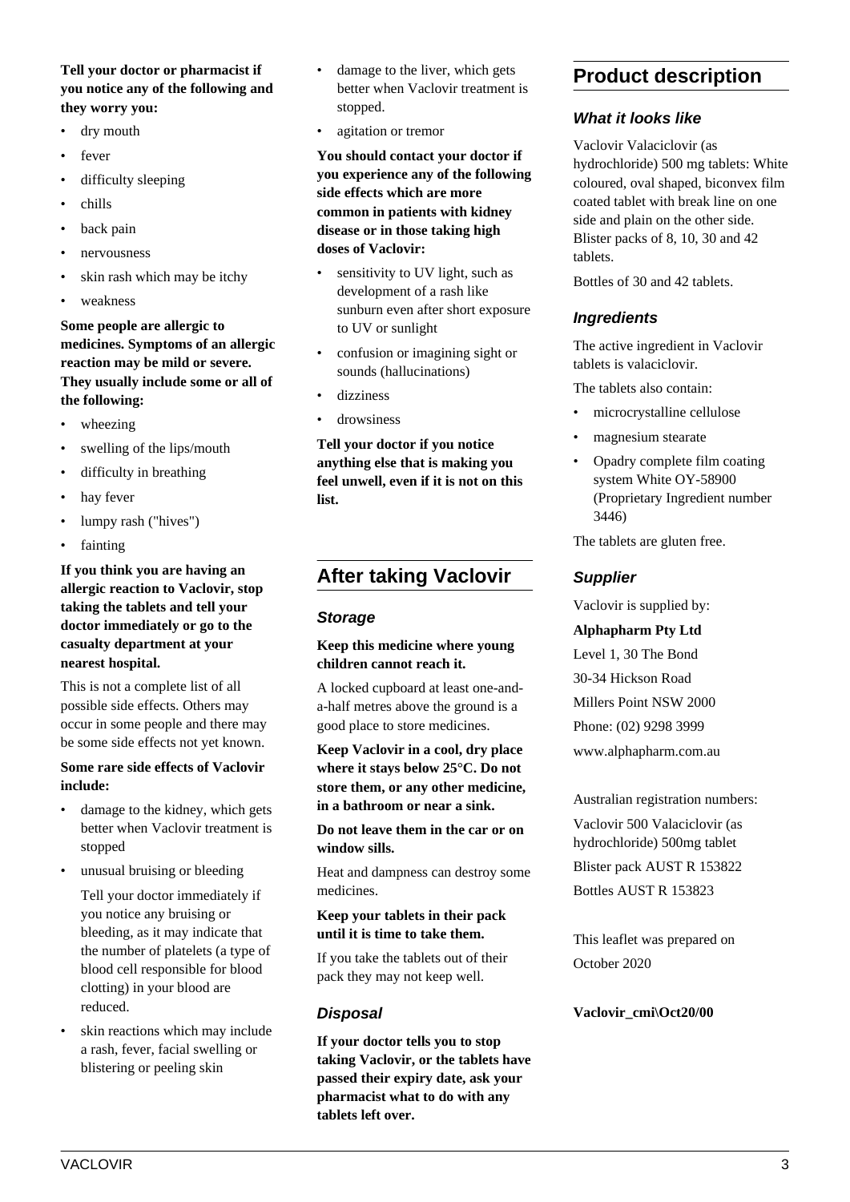**Tell your doctor or pharmacist if you notice any of the following and they worry you:**

- dry mouth
- fever
- difficulty sleeping
- chills
- back pain
- nervousness
- skin rash which may be itchy
- weakness

**Some people are allergic to medicines. Symptoms of an allergic reaction may be mild or severe. They usually include some or all of the following:**

- wheezing
- swelling of the lips/mouth
- difficulty in breathing
- hay fever
- lumpy rash ("hives")
- fainting

**If you think you are having an allergic reaction to Vaclovir, stop taking the tablets and tell your doctor immediately or go to the casualty department at your nearest hospital.**

This is not a complete list of all possible side effects. Others may occur in some people and there may be some side effects not yet known.

**Some rare side effects of Vaclovir include:**

- damage to the kidney, which gets better when Vaclovir treatment is stopped
- unusual bruising or bleeding

  Tell your doctor immediately if you notice any bruising or bleeding, as it may indicate that the number of platelets (a type of blood cell responsible for blood clotting) in your blood are reduced.
- skin reactions which may include a rash, fever, facial swelling or blistering or peeling skin
- damage to the liver, which gets better when Vaclovir treatment is stopped.
- agitation or tremor

**You should contact your doctor if you experience any of the following side effects which are more common in patients with kidney disease or in those taking high doses of Vaclovir:**

- sensitivity to UV light, such as development of a rash like sunburn even after short exposure to UV or sunlight
- confusion or imagining sight or sounds (hallucinations)
- dizziness
- drowsiness

**Tell your doctor if you notice anything else that is making you feel unwell, even if it is not on this list.**

## After taking Vaclovir

### *Storage*

**Keep this medicine where young children cannot reach it.**

A locked cupboard at least one-and-a-half metres above the ground is a good place to store medicines.

**Keep Vaclovir in a cool, dry place where it stays below 25°C. Do not store them, or any other medicine, in a bathroom or near a sink.**

**Do not leave them in the car or on window sills.**

Heat and dampness can destroy some medicines.

**Keep your tablets in their pack until it is time to take them.**

If you take the tablets out of their pack they may not keep well.

### *Disposal*

**If your doctor tells you to stop taking Vaclovir, or the tablets have passed their expiry date, ask your pharmacist what to do with any tablets left over.**

## Product description

### *What it looks like*

Vaclovir Valaciclovir (as hydrochloride) 500 mg tablets: White coloured, oval shaped, biconvex film coated tablet with break line on one side and plain on the other side. Blister packs of 8, 10, 30 and 42 tablets.

Bottles of 30 and 42 tablets.

### *Ingredients*

The active ingredient in Vaclovir tablets is valaciclovir.

The tablets also contain:

- microcrystalline cellulose
- magnesium stearate
- Opadry complete film coating system White OY-58900 (Proprietary Ingredient number 3446)

The tablets are gluten free.

### *Supplier*

Vaclovir is supplied by:

**Alphapharm Pty Ltd**

Level 1, 30 The Bond

30-34 Hickson Road

Millers Point NSW 2000

Phone: (02) 9298 3999

www.alphapharm.com.au

Australian registration numbers:

Vaclovir 500 Valaciclovir (as hydrochloride) 500mg tablet

Blister pack AUST R 153822

Bottles AUST R 153823

This leaflet was prepared on

October 2020

**Vaclovir_cmi\Oct20/00**